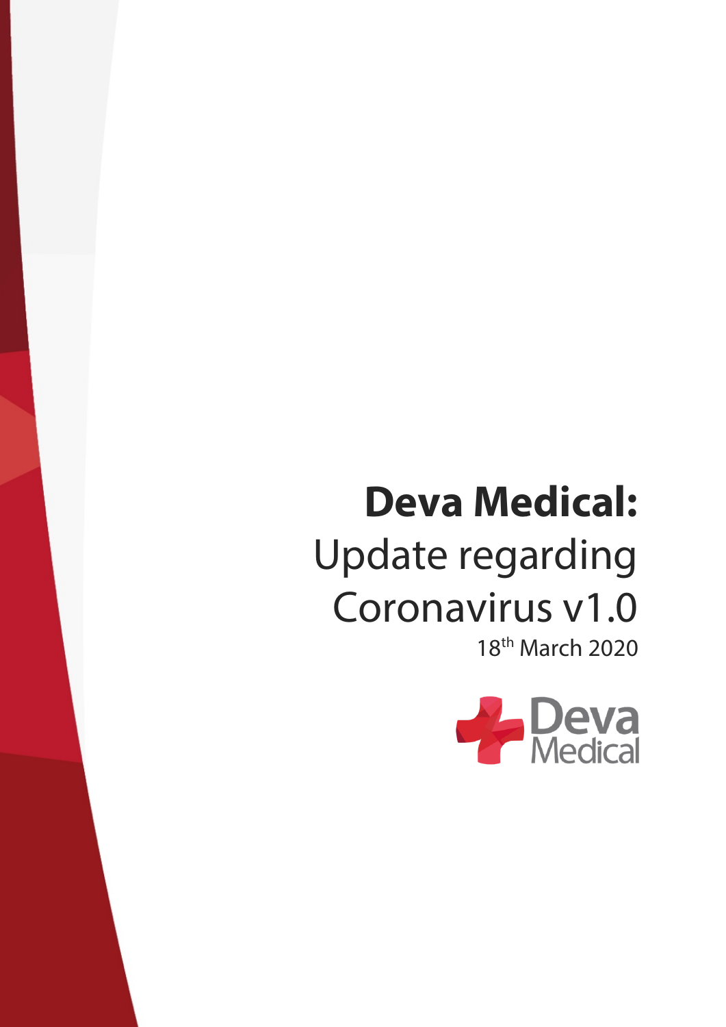# **Deva Medical:**

# Update regarding Coronavirus v1.0

18th March 2020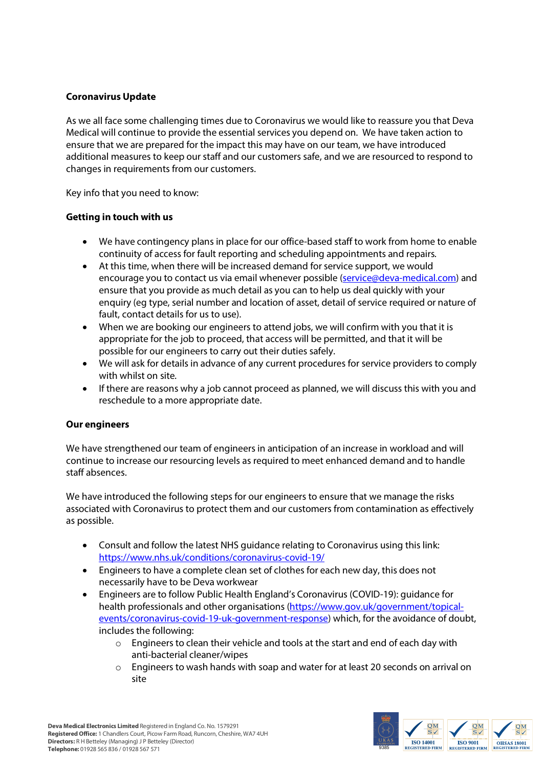**Coronavirus Update**

As we all face some challenging times due to Coronavirus we would like to reassure you that Deva Medical will continue to provide the essential services you depend on. We have taken action to ensure that we are prepared for the impact this may have on our team, we have introduced additional measures to keep our staff and our customers safe, and we are resourced to respond to changes in requirements from our customers.

Key info that you need to know:

**Getting in touch with us**

- We have contingency plans in place for our office-based staff to work from home to enable continuity of access for fault reporting and scheduling appointments and repairs.
- At this time, when there will be increased demand for service support, we would encourage you to contact us via email whenever possible (service@deva-medical.com) and ensure that you provide as much detail as you can to help us deal quickly with your enquiry (eg type, serial number and location of asset, detail of service required or nature of fault, contact details for us to use).
- When we are booking our engineers to attend jobs, we will confirm with you that it is appropriate for the job to proceed, that access will be permitted, and that it will be possible for our engineers to carry out their duties safely.
- We will ask for details in advance of any current procedures for service providers to comply with whilst on site.
- If there are reasons why a job cannot proceed as planned, we will discuss this with you and reschedule to a more appropriate date.

**Our engineers**

We have strengthened our team of engineers in anticipation of an increase in workload and will continue to increase our resourcing levels as required to meet enhanced demand and to handle staff absences.

We have introduced the following steps for our engineers to ensure that we manage the risks associated with Coronavirus to protect them and our customers from contamination as effectively as possible.

- Consult and follow the latest NHS guidance relating to Coronavirus using this link: https://www.nhs.uk/conditions/coronavirus-covid-19/
- Engineers to have a complete clean set of clothes for each new day, this does not necessarily have to be Deva workwear
- Engineers are to follow Public Health England's Coronavirus (COVID-19): guidance for health professionals and other organisations (https://www.gov.uk/government/topical-events/coronavirus-covid-19-uk-government-response) which, for the avoidance of doubt, includes the following:
    - Engineers to clean their vehicle and tools at the start and end of each day with anti-bacterial cleaner/wipes
    - Engineers to wash hands with soap and water for at least 20 seconds on arrival on site

**Deva Medical Electronics Limited** Registered in England Co. No. 1579291
**Registered Office:** 1 Chandlers Court, Picow Farm Road, Runcorn, Cheshire, WA7 4UH
**Directors:** R H Betteley (Managing) J P Betteley (Director)
**Telephone:** 01928 565 836 / 01928 567 571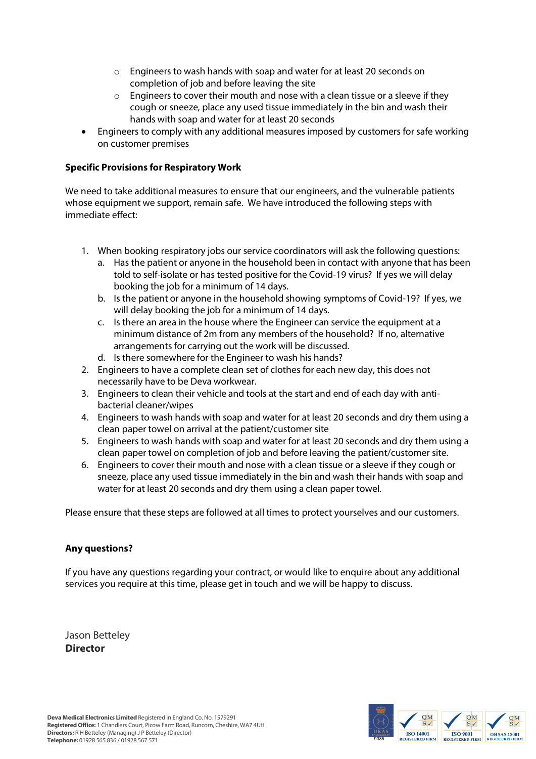- Engineers to wash hands with soap and water for at least 20 seconds on completion of job and before leaving the site
  - Engineers to cover their mouth and nose with a clean tissue or a sleeve if they cough or sneeze, place any used tissue immediately in the bin and wash their hands with soap and water for at least 20 seconds
- Engineers to comply with any additional measures imposed by customers for safe working on customer premises

**Specific Provisions for Respiratory Work**

We need to take additional measures to ensure that our engineers, and the vulnerable patients whose equipment we support, remain safe. We have introduced the following steps with immediate effect:

1. When booking respiratory jobs our service coordinators will ask the following questions:
   a. Has the patient or anyone in the household been in contact with anyone that has been told to self-isolate or has tested positive for the Covid-19 virus? If yes we will delay booking the job for a minimum of 14 days.
   b. Is the patient or anyone in the household showing symptoms of Covid-19? If yes, we will delay booking the job for a minimum of 14 days.
   c. Is there an area in the house where the Engineer can service the equipment at a minimum distance of 2m from any members of the household? If no, alternative arrangements for carrying out the work will be discussed.
   d. Is there somewhere for the Engineer to wash his hands?
2. Engineers to have a complete clean set of clothes for each new day, this does not necessarily have to be Deva workwear.
3. Engineers to clean their vehicle and tools at the start and end of each day with anti-bacterial cleaner/wipes
4. Engineers to wash hands with soap and water for at least 20 seconds and dry them using a clean paper towel on arrival at the patient/customer site
5. Engineers to wash hands with soap and water for at least 20 seconds and dry them using a clean paper towel on completion of job and before leaving the patient/customer site.
6. Engineers to cover their mouth and nose with a clean tissue or a sleeve if they cough or sneeze, place any used tissue immediately in the bin and wash their hands with soap and water for at least 20 seconds and dry them using a clean paper towel.

Please ensure that these steps are followed at all times to protect yourselves and our customers.

**Any questions?**

If you have any questions regarding your contract, or would like to enquire about any additional services you require at this time, please get in touch and we will be happy to discuss.

Jason Betteley
**Director**

**Deva Medical Electronics Limited** Registered in England Co. No. 1579291
**Registered Office:** 1 Chandlers Court, Picow Farm Road, Runcorn, Cheshire, WA7 4UH
**Directors:** R H Betteley (Managing) J P Betteley (Director)
**Telephone:** 01928 565 836 / 01928 567 571

UKAS CALIBRATION 9385 | ISO 14001 REGISTERED FIRM | ISO 9001 REGISTERED FIRM | OHSAS 18001 REGISTERED FIRM